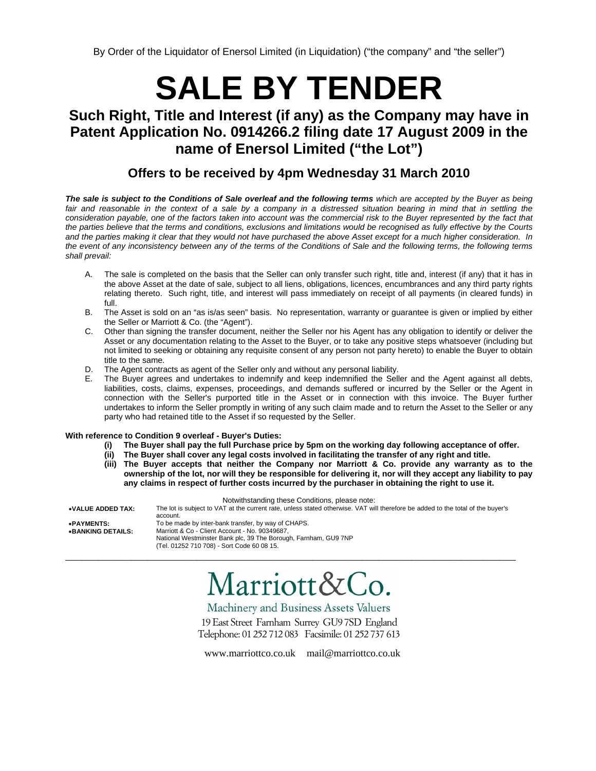By Order of the Liquidator of Enersol Limited (in Liquidation) ("the company" and "the seller")

# SALE BY TENDER

## Such Right, Title and Interest (if any) as the Company may have in Patent Application No. 0914266.2 filing date 17 August 2009 in the name of Enersol Limited ("the Lot")

### Offers to be received by 4pm Wednesday 31 March 2010

***The sale is subject to the Conditions of Sale overleaf and the following terms*** *which are accepted by the Buyer as being fair and reasonable in the context of a sale by a company in a distressed situation bearing in mind that in settling the consideration payable, one of the factors taken into account was the commercial risk to the Buyer represented by the fact that the parties believe that the terms and conditions, exclusions and limitations would be recognised as fully effective by the Courts and the parties making it clear that they would not have purchased the above Asset except for a much higher consideration. In the event of any inconsistency between any of the terms of the Conditions of Sale and the following terms, the following terms shall prevail:*

A. The sale is completed on the basis that the Seller can only transfer such right, title and, interest (if any) that it has in the above Asset at the date of sale, subject to all liens, obligations, licences, encumbrances and any third party rights relating thereto. Such right, title, and interest will pass immediately on receipt of all payments (in cleared funds) in full.

B. The Asset is sold on an "as is/as seen" basis. No representation, warranty or guarantee is given or implied by either the Seller or Marriott & Co. (the "Agent").

C. Other than signing the transfer document, neither the Seller nor his Agent has any obligation to identify or deliver the Asset or any documentation relating to the Asset to the Buyer, or to take any positive steps whatsoever (including but not limited to seeking or obtaining any requisite consent of any person not party hereto) to enable the Buyer to obtain title to the same.

D. The Agent contracts as agent of the Seller only and without any personal liability.

E. The Buyer agrees and undertakes to indemnify and keep indemnified the Seller and the Agent against all debts, liabilities, costs, claims, expenses, proceedings, and demands suffered or incurred by the Seller or the Agent in connection with the Seller's purported title in the Asset or in connection with this invoice. The Buyer further undertakes to inform the Seller promptly in writing of any such claim made and to return the Asset to the Seller or any party who had retained title to the Asset if so requested by the Seller.

**With reference to Condition 9 overleaf - Buyer's Duties:**

**(i) The Buyer shall pay the full Purchase price by 5pm on the working day following acceptance of offer.**

**(ii) The Buyer shall cover any legal costs involved in facilitating the transfer of any right and title.**

**(iii) The Buyer accepts that neither the Company nor Marriott & Co. provide any warranty as to the ownership of the lot, nor will they be responsible for delivering it, nor will they accept any liability to pay any claims in respect of further costs incurred by the purchaser in obtaining the right to use it.**

Notwithstanding these Conditions, please note:

- **VALUE ADDED TAX:** The lot is subject to VAT at the current rate, unless stated otherwise. VAT will therefore be added to the total of the buyer's account.
- **PAYMENTS:** To be made by inter-bank transfer, by way of CHAPS.
- **BANKING DETAILS:** Marriott & Co - Client Account - No. 90349687, National Westminster Bank plc, 39 The Borough, Farnham, GU9 7NP (Tel. 01252 710 708) - Sort Code 60 08 15.

---

Marriott&Co.

Machinery and Business Assets Valuers

19 East Street Farnham Surrey GU9 7SD England

Telephone: 01 252 712 083 Facsimile: 01 252 737 613

www.marriottco.co.uk mail@marriottco.co.uk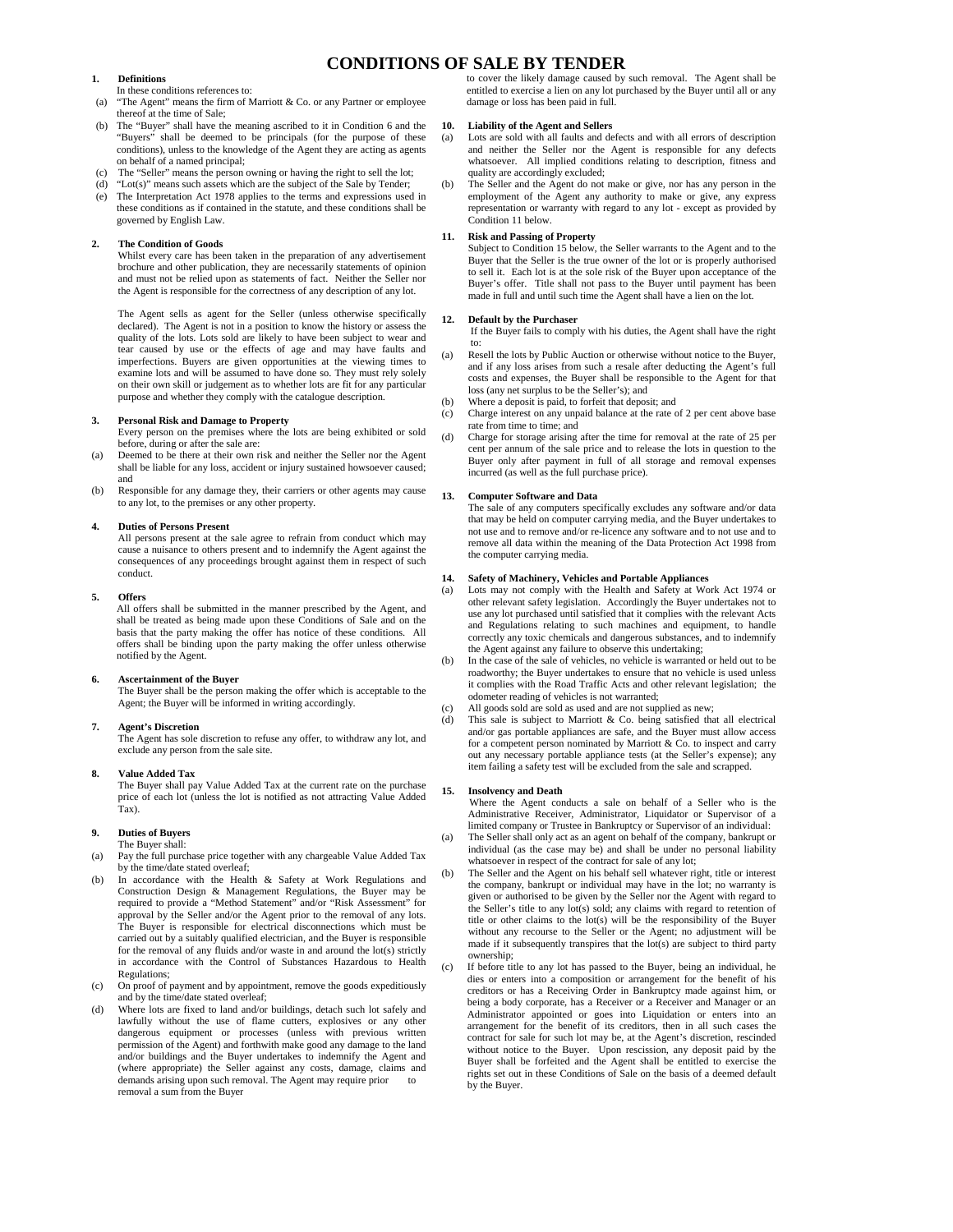# CONDITIONS OF SALE BY TENDER

**1. Definitions**

In these conditions references to:

(a) "The Agent" means the firm of Marriott & Co. or any Partner or employee thereof at the time of Sale;

(b) The "Buyer" shall have the meaning ascribed to it in Condition 6 and the "Buyers" shall be deemed to be principals (for the purpose of these conditions), unless to the knowledge of the Agent they are acting as agents on behalf of a named principal;

(c) The "Seller" means the person owning or having the right to sell the lot;

(d) "Lot(s)" means such assets which are the subject of the Sale by Tender;

(e) The Interpretation Act 1978 applies to the terms and expressions used in these conditions as if contained in the statute, and these conditions shall be governed by English Law.

**2. The Condition of Goods**

Whilst every care has been taken in the preparation of any advertisement brochure and other publication, they are necessarily statements of opinion and must not be relied upon as statements of fact. Neither the Seller nor the Agent is responsible for the correctness of any description of any lot.

The Agent sells as agent for the Seller (unless otherwise specifically declared). The Agent is not in a position to know the history or assess the quality of the lots. Lots sold are likely to have been subject to wear and tear caused by use or the effects of age and may have faults and imperfections. Buyers are given opportunities at the viewing times to examine lots and will be assumed to have done so. They must rely solely on their own skill or judgement as to whether lots are fit for any particular purpose and whether they comply with the catalogue description.

**3. Personal Risk and Damage to Property**

Every person on the premises where the lots are being exhibited or sold before, during or after the sale are:

(a) Deemed to be there at their own risk and neither the Seller nor the Agent shall be liable for any loss, accident or injury sustained howsoever caused; and

(b) Responsible for any damage they, their carriers or other agents may cause to any lot, to the premises or any other property.

**4. Duties of Persons Present**

All persons present at the sale agree to refrain from conduct which may cause a nuisance to others present and to indemnify the Agent against the consequences of any proceedings brought against them in respect of such conduct.

**5. Offers**

All offers shall be submitted in the manner prescribed by the Agent, and shall be treated as being made upon these Conditions of Sale and on the basis that the party making the offer has notice of these conditions. All offers shall be binding upon the party making the offer unless otherwise notified by the Agent.

**6. Ascertainment of the Buyer**

The Buyer shall be the person making the offer which is acceptable to the Agent; the Buyer will be informed in writing accordingly.

**7. Agent's Discretion**

The Agent has sole discretion to refuse any offer, to withdraw any lot, and exclude any person from the sale site.

**8. Value Added Tax**

The Buyer shall pay Value Added Tax at the current rate on the purchase price of each lot (unless the lot is notified as not attracting Value Added Tax).

**9. Duties of Buyers**

The Buyer shall:

(a) Pay the full purchase price together with any chargeable Value Added Tax by the time/date stated overleaf;

(b) In accordance with the Health & Safety at Work Regulations and Construction Design & Management Regulations, the Buyer may be required to provide a "Method Statement" and/or "Risk Assessment" for approval by the Seller and/or the Agent prior to the removal of any lots. The Buyer is responsible for electrical disconnections which must be carried out by a suitably qualified electrician, and the Buyer is responsible for the removal of any fluids and/or waste in and around the lot(s) strictly in accordance with the Control of Substances Hazardous to Health Regulations;

(c) On proof of payment and by appointment, remove the goods expeditiously and by the time/date stated overleaf;

(d) Where lots are fixed to land and/or buildings, detach such lot safely and lawfully without the use of flame cutters, explosives or any other dangerous equipment or processes (unless with previous written permission of the Agent) and forthwith make good any damage to the land and/or buildings and the Buyer undertakes to indemnify the Agent and (where appropriate) the Seller against any costs, damage, claims and demands arising upon such removal. The Agent may require prior to removal a sum from the Buyer to cover the likely damage caused by such removal. The Agent shall be entitled to exercise a lien on any lot purchased by the Buyer until all or any damage or loss has been paid in full.

**10. Liability of the Agent and Sellers**

(a) Lots are sold with all faults and defects and with all errors of description and neither the Seller nor the Agent is responsible for any defects whatsoever. All implied conditions relating to description, fitness and quality are accordingly excluded;

(b) The Seller and the Agent do not make or give, nor has any person in the employment of the Agent any authority to make or give, any express representation or warranty with regard to any lot - except as provided by Condition 11 below.

**11. Risk and Passing of Property**

Subject to Condition 15 below, the Seller warrants to the Agent and to the Buyer that the Seller is the true owner of the lot or is properly authorised to sell it. Each lot is at the sole risk of the Buyer upon acceptance of the Buyer's offer. Title shall not pass to the Buyer until payment has been made in full and until such time the Agent shall have a lien on the lot.

**12. Default by the Purchaser**

If the Buyer fails to comply with his duties, the Agent shall have the right to:

(a) Resell the lots by Public Auction or otherwise without notice to the Buyer, and if any loss arises from such a resale after deducting the Agent's full costs and expenses, the Buyer shall be responsible to the Agent for that loss (any net surplus to be the Seller's); and

(b) Where a deposit is paid, to forfeit that deposit; and

(c) Charge interest on any unpaid balance at the rate of 2 per cent above base rate from time to time; and

(d) Charge for storage arising after the time for removal at the rate of 25 per cent per annum of the sale price and to release the lots in question to the Buyer only after payment in full of all storage and removal expenses incurred (as well as the full purchase price).

**13. Computer Software and Data**

The sale of any computers specifically excludes any software and/or data that may be held on computer carrying media, and the Buyer undertakes to not use and to remove and/or re-licence any software and to not use and to remove all data within the meaning of the Data Protection Act 1998 from the computer carrying media.

**14. Safety of Machinery, Vehicles and Portable Appliances**

(a) Lots may not comply with the Health and Safety at Work Act 1974 or other relevant safety legislation. Accordingly the Buyer undertakes not to use any lot purchased until satisfied that it complies with the relevant Acts and Regulations relating to such machines and equipment, to handle correctly any toxic chemicals and dangerous substances, and to indemnify the Agent against any failure to observe this undertaking;

(b) In the case of the sale of vehicles, no vehicle is warranted or held out to be roadworthy; the Buyer undertakes to ensure that no vehicle is used unless it complies with the Road Traffic Acts and other relevant legislation; the odometer reading of vehicles is not warranted;

(c) All goods sold are sold as used and are not supplied as new;

(d) This sale is subject to Marriott & Co. being satisfied that all electrical and/or gas portable appliances are safe, and the Buyer must allow access for a competent person nominated by Marriott & Co. to inspect and carry out any necessary portable appliance tests (at the Seller's expense); any item failing a safety test will be excluded from the sale and scrapped.

**15. Insolvency and Death**

Where the Agent conducts a sale on behalf of a Seller who is the Administrative Receiver, Administrator, Liquidator or Supervisor of a limited company or Trustee in Bankruptcy or Supervisor of an individual:

(a) The Seller shall only act as an agent on behalf of the company, bankrupt or individual (as the case may be) and shall be under no personal liability whatsoever in respect of the contract for sale of any lot;

(b) The Seller and the Agent on his behalf sell whatever right, title or interest the company, bankrupt or individual may have in the lot; no warranty is given or authorised to be given by the Seller nor the Agent with regard to the Seller's title to any lot(s) sold; any claims with regard to retention of title or other claims to the lot(s) will be the responsibility of the Buyer without any recourse to the Seller or the Agent; no adjustment will be made if it subsequently transpires that the lot(s) are subject to third party ownership;

(c) If before title to any lot has passed to the Buyer, being an individual, he dies or enters into a composition or arrangement for the benefit of his creditors or has a Receiving Order in Bankruptcy made against him, or being a body corporate, has a Receiver or a Receiver and Manager or an Administrator appointed or goes into Liquidation or enters into an arrangement for the benefit of its creditors, then in all such cases the contract for sale for such lot may be, at the Agent's discretion, rescinded without notice to the Buyer. Upon rescission, any deposit paid by the Buyer shall be forfeited and the Agent shall be entitled to exercise the rights set out in these Conditions of Sale on the basis of a deemed default by the Buyer.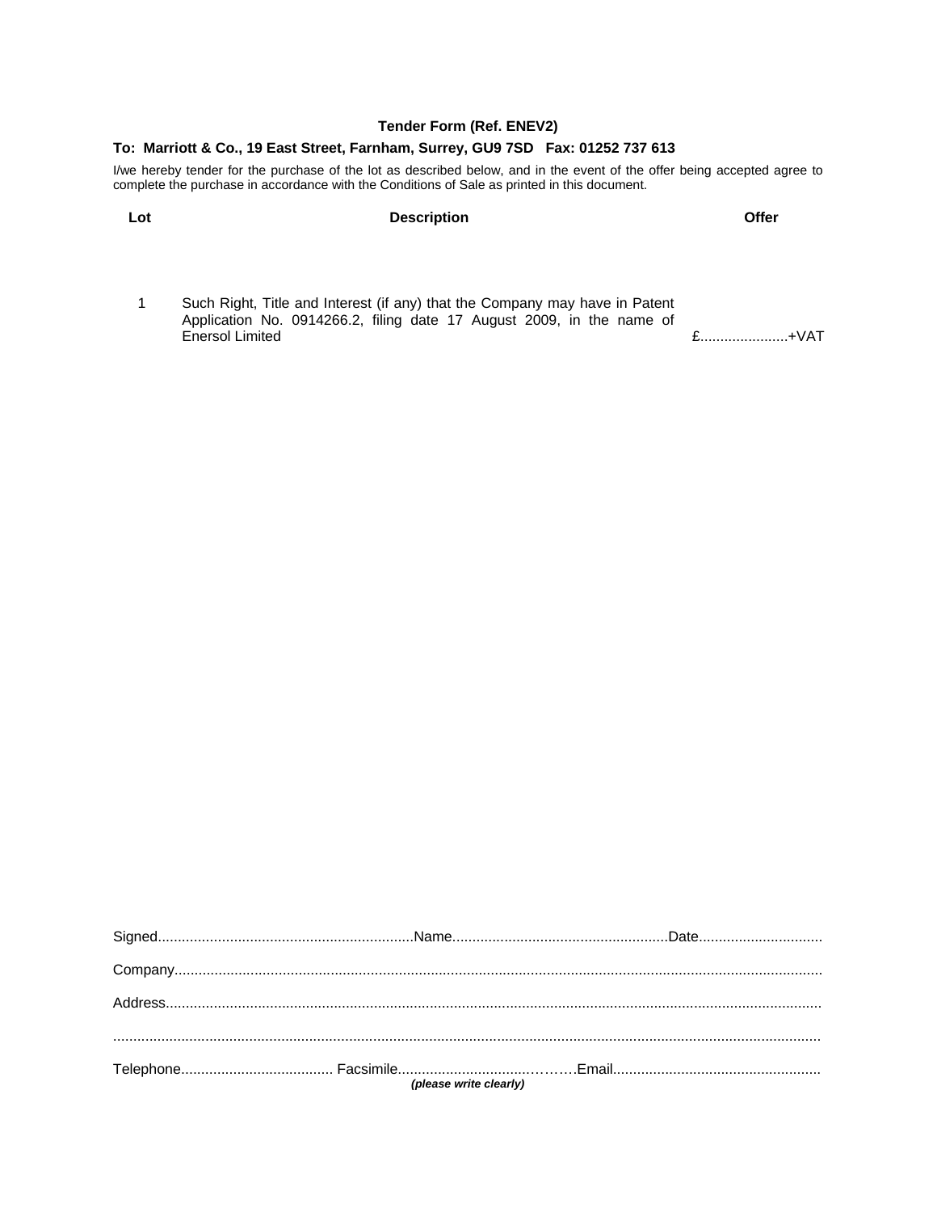**Tender Form (Ref. ENEV2)**

**To: Marriott & Co., 19 East Street, Farnham, Surrey, GU9 7SD Fax: 01252 737 613**

I/we hereby tender for the purchase of the lot as described below, and in the event of the offer being accepted agree to complete the purchase in accordance with the Conditions of Sale as printed in this document.

| Lot | Description | Offer |
|---|---|---|
| 1 | Such Right, Title and Interest (if any) that the Company may have in Patent Application No. 0914266.2, filing date 17 August 2009, in the name of Enersol Limited | £......................+VAT |

Signed................................................................Name.......................................................Date...............................

Company.................................................................................................................................................................

Address..................................................................................................................................................................

...............................................................................................................................................................................

Telephone...................................... Facsimile................................………Email....................................................

***(please write clearly)***